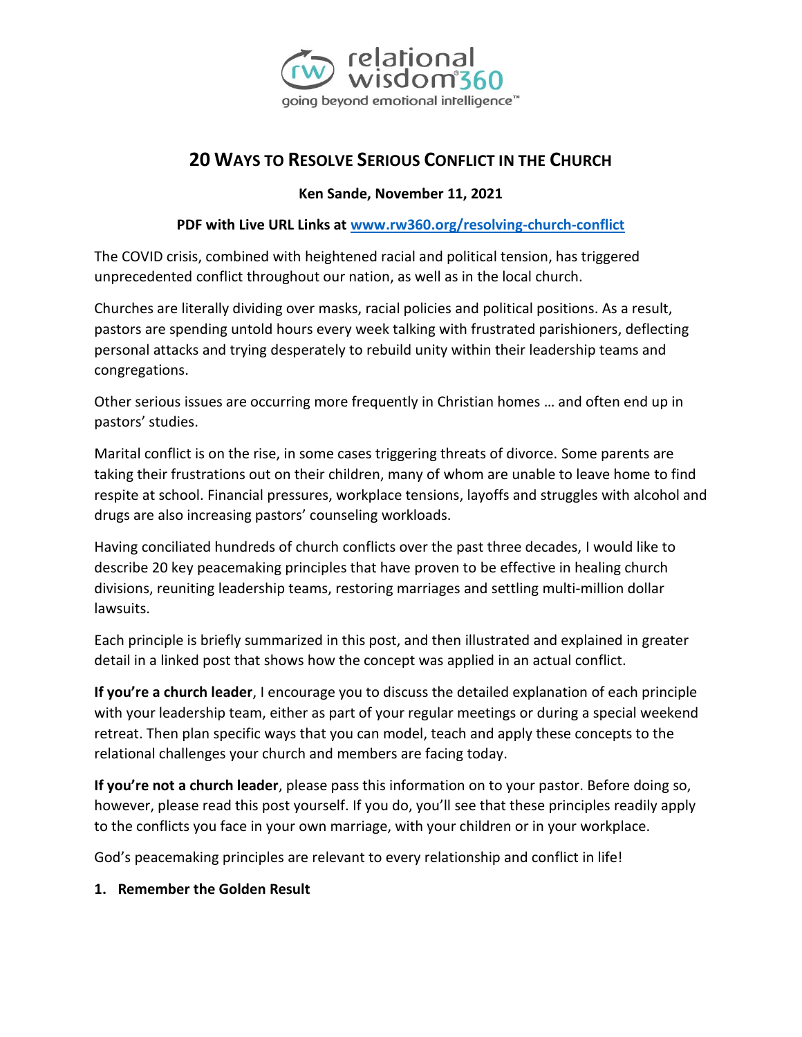# 20 Ways to Resolve Serious Conflict in the Church

**Ken Sande, November 11, 2021**

**PDF with Live URL Links at [www.rw360.org/resolving-church-conflict](http://www.rw360.org/resolving-church-conflict)**

The COVID crisis, combined with heightened racial and political tension, has triggered unprecedented conflict throughout our nation, as well as in the local church.

Churches are literally dividing over masks, racial policies and political positions. As a result, pastors are spending untold hours every week talking with frustrated parishioners, deflecting personal attacks and trying desperately to rebuild unity within their leadership teams and congregations.

Other serious issues are occurring more frequently in Christian homes … and often end up in pastors' studies.

Marital conflict is on the rise, in some cases triggering threats of divorce. Some parents are taking their frustrations out on their children, many of whom are unable to leave home to find respite at school. Financial pressures, workplace tensions, layoffs and struggles with alcohol and drugs are also increasing pastors' counseling workloads.

Having conciliated hundreds of church conflicts over the past three decades, I would like to describe 20 key peacemaking principles that have proven to be effective in healing church divisions, reuniting leadership teams, restoring marriages and settling multi-million dollar lawsuits.

Each principle is briefly summarized in this post, and then illustrated and explained in greater detail in a linked post that shows how the concept was applied in an actual conflict.

**If you're a church leader**, I encourage you to discuss the detailed explanation of each principle with your leadership team, either as part of your regular meetings or during a special weekend retreat. Then plan specific ways that you can model, teach and apply these concepts to the relational challenges your church and members are facing today.

**If you're not a church leader**, please pass this information on to your pastor. Before doing so, however, please read this post yourself. If you do, you'll see that these principles readily apply to the conflicts you face in your own marriage, with your children or in your workplace.

God's peacemaking principles are relevant to every relationship and conflict in life!

1. **Remember the Golden Result**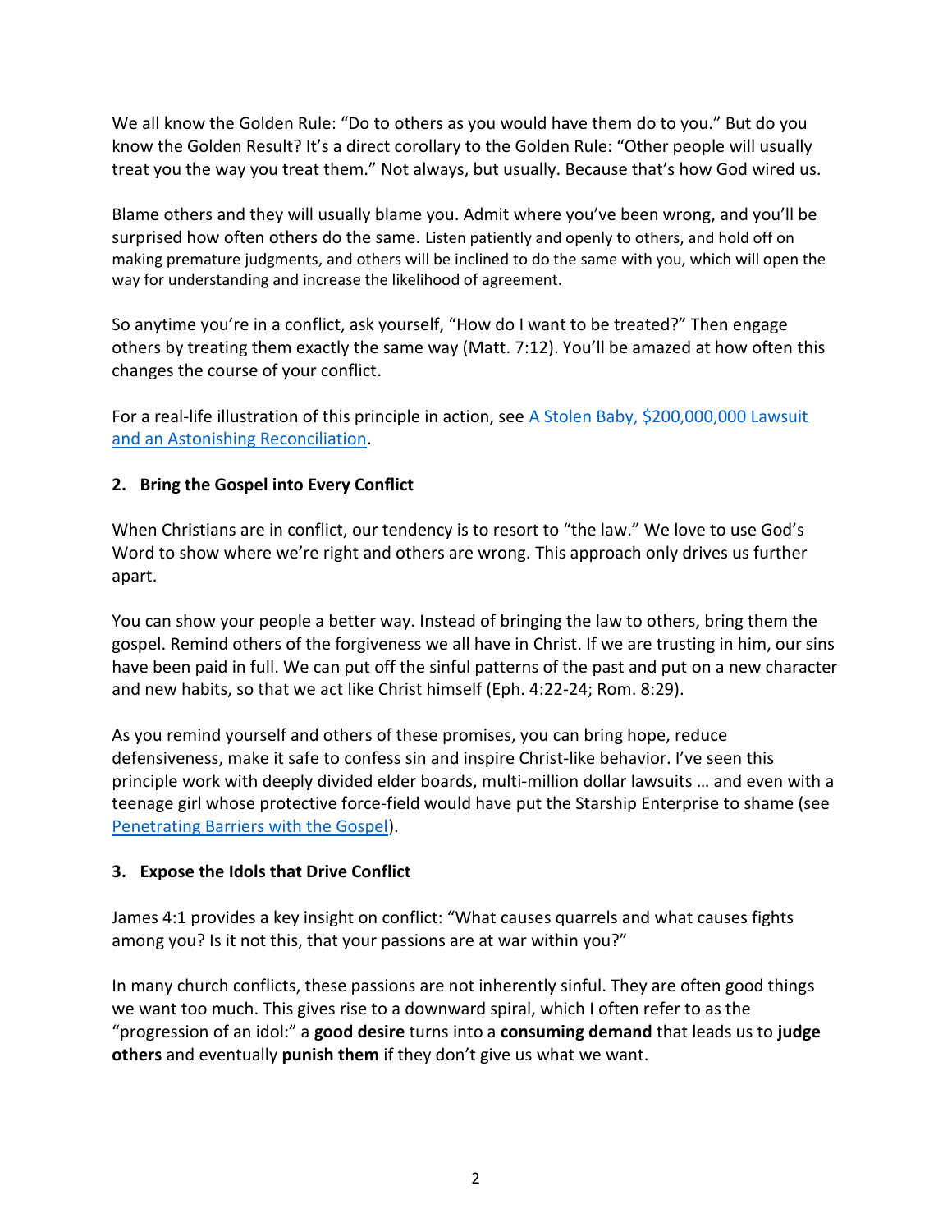We all know the Golden Rule: "Do to others as you would have them do to you." But do you know the Golden Result? It's a direct corollary to the Golden Rule: "Other people will usually treat you the way you treat them." Not always, but usually. Because that's how God wired us.

Blame others and they will usually blame you. Admit where you've been wrong, and you'll be surprised how often others do the same. Listen patiently and openly to others, and hold off on making premature judgments, and others will be inclined to do the same with you, which will open the way for understanding and increase the likelihood of agreement.

So anytime you're in a conflict, ask yourself, "How do I want to be treated?" Then engage others by treating them exactly the same way (Matt. 7:12). You'll be amazed at how often this changes the course of your conflict.

For a real-life illustration of this principle in action, see A Stolen Baby, $200,000,000 Lawsuit and an Astonishing Reconciliation.

**2. Bring the Gospel into Every Conflict**

When Christians are in conflict, our tendency is to resort to "the law." We love to use God's Word to show where we're right and others are wrong. This approach only drives us further apart.

You can show your people a better way. Instead of bringing the law to others, bring them the gospel. Remind others of the forgiveness we all have in Christ. If we are trusting in him, our sins have been paid in full. We can put off the sinful patterns of the past and put on a new character and new habits, so that we act like Christ himself (Eph. 4:22-24; Rom. 8:29).

As you remind yourself and others of these promises, you can bring hope, reduce defensiveness, make it safe to confess sin and inspire Christ-like behavior. I've seen this principle work with deeply divided elder boards, multi-million dollar lawsuits … and even with a teenage girl whose protective force-field would have put the Starship Enterprise to shame (see Penetrating Barriers with the Gospel).

**3. Expose the Idols that Drive Conflict**

James 4:1 provides a key insight on conflict: "What causes quarrels and what causes fights among you? Is it not this, that your passions are at war within you?"

In many church conflicts, these passions are not inherently sinful. They are often good things we want too much. This gives rise to a downward spiral, which I often refer to as the "progression of an idol:" a **good desire** turns into a **consuming demand** that leads us to **judge others** and eventually **punish them** if they don't give us what we want.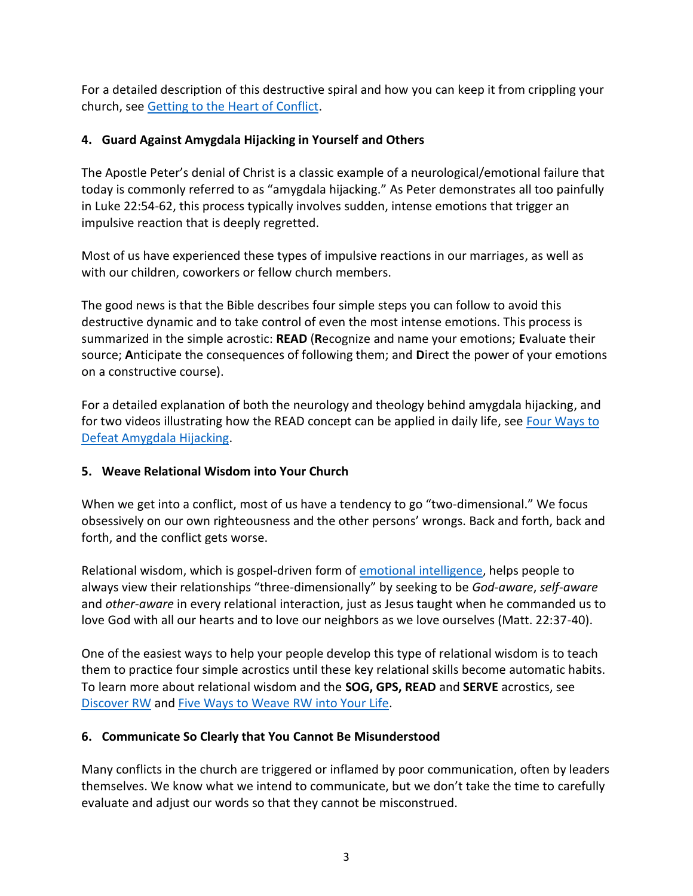For a detailed description of this destructive spiral and how you can keep it from crippling your church, see [Getting to the Heart of Conflict](#).

### 4. Guard Against Amygdala Hijacking in Yourself and Others

The Apostle Peter's denial of Christ is a classic example of a neurological/emotional failure that today is commonly referred to as "amygdala hijacking." As Peter demonstrates all too painfully in Luke 22:54-62, this process typically involves sudden, intense emotions that trigger an impulsive reaction that is deeply regretted.

Most of us have experienced these types of impulsive reactions in our marriages, as well as with our children, coworkers or fellow church members.

The good news is that the Bible describes four simple steps you can follow to avoid this destructive dynamic and to take control of even the most intense emotions. This process is summarized in the simple acrostic: **READ** (**R**ecognize and name your emotions; **E**valuate their source; **A**nticipate the consequences of following them; and **D**irect the power of your emotions on a constructive course).

For a detailed explanation of both the neurology and theology behind amygdala hijacking, and for two videos illustrating how the READ concept can be applied in daily life, see [Four Ways to Defeat Amygdala Hijacking](#).

### 5. Weave Relational Wisdom into Your Church

When we get into a conflict, most of us have a tendency to go "two-dimensional." We focus obsessively on our own righteousness and the other persons' wrongs. Back and forth, back and forth, and the conflict gets worse.

Relational wisdom, which is gospel-driven form of [emotional intelligence](#), helps people to always view their relationships "three-dimensionally" by seeking to be *God-aware*, *self-aware* and *other-aware* in every relational interaction, just as Jesus taught when he commanded us to love God with all our hearts and to love our neighbors as we love ourselves (Matt. 22:37-40).

One of the easiest ways to help your people develop this type of relational wisdom is to teach them to practice four simple acrostics until these key relational skills become automatic habits. To learn more about relational wisdom and the **SOG, GPS, READ** and **SERVE** acrostics, see [Discover RW](#) and [Five Ways to Weave RW into Your Life](#).

### 6. Communicate So Clearly that You Cannot Be Misunderstood

Many conflicts in the church are triggered or inflamed by poor communication, often by leaders themselves. We know what we intend to communicate, but we don't take the time to carefully evaluate and adjust our words so that they cannot be misconstrued.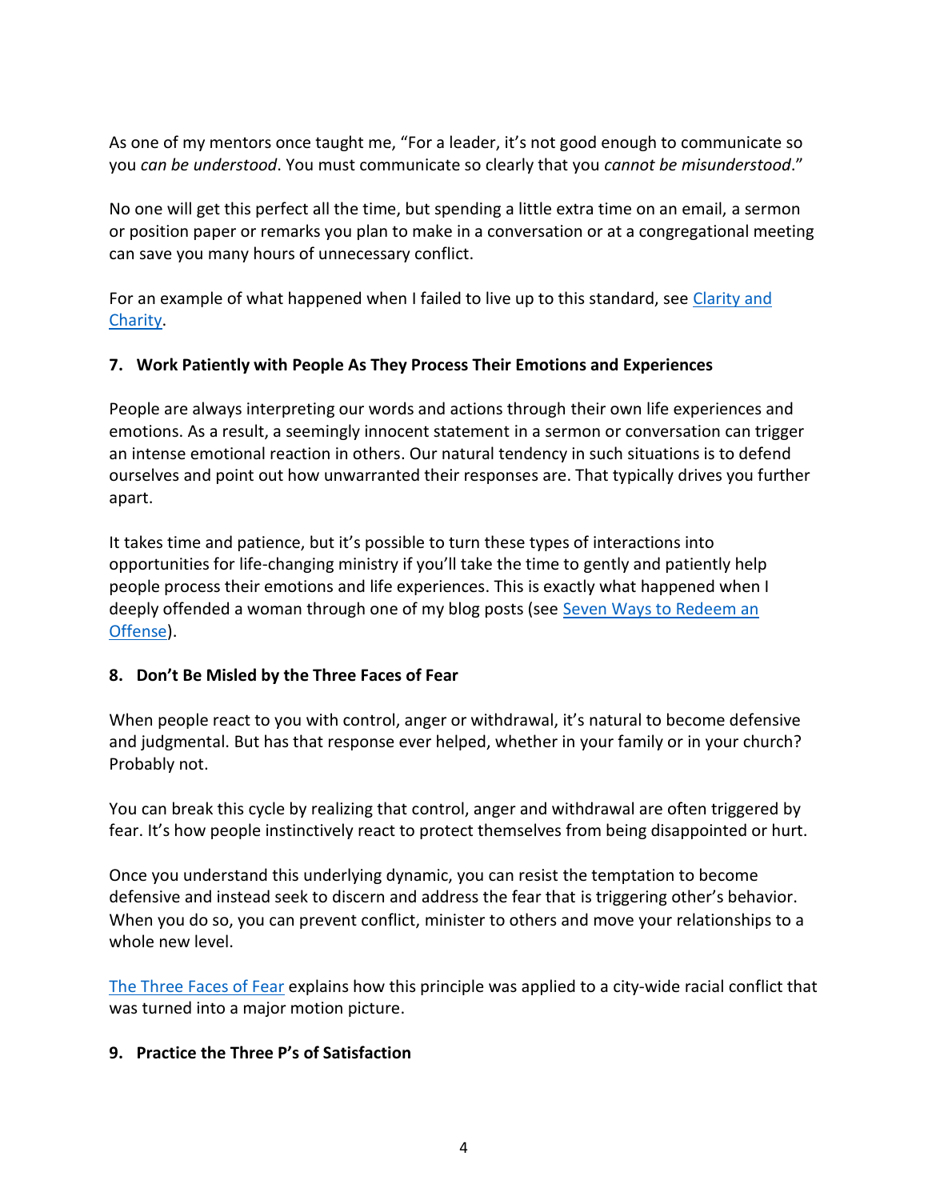As one of my mentors once taught me, "For a leader, it's not good enough to communicate so you *can be understood*. You must communicate so clearly that you *cannot be misunderstood*."

No one will get this perfect all the time, but spending a little extra time on an email, a sermon or position paper or remarks you plan to make in a conversation or at a congregational meeting can save you many hours of unnecessary conflict.

For an example of what happened when I failed to live up to this standard, see Clarity and Charity.

**7. Work Patiently with People As They Process Their Emotions and Experiences**

People are always interpreting our words and actions through their own life experiences and emotions. As a result, a seemingly innocent statement in a sermon or conversation can trigger an intense emotional reaction in others. Our natural tendency in such situations is to defend ourselves and point out how unwarranted their responses are. That typically drives you further apart.

It takes time and patience, but it's possible to turn these types of interactions into opportunities for life-changing ministry if you'll take the time to gently and patiently help people process their emotions and life experiences. This is exactly what happened when I deeply offended a woman through one of my blog posts (see Seven Ways to Redeem an Offense).

**8. Don't Be Misled by the Three Faces of Fear**

When people react to you with control, anger or withdrawal, it's natural to become defensive and judgmental. But has that response ever helped, whether in your family or in your church? Probably not.

You can break this cycle by realizing that control, anger and withdrawal are often triggered by fear. It's how people instinctively react to protect themselves from being disappointed or hurt.

Once you understand this underlying dynamic, you can resist the temptation to become defensive and instead seek to discern and address the fear that is triggering other's behavior. When you do so, you can prevent conflict, minister to others and move your relationships to a whole new level.

The Three Faces of Fear explains how this principle was applied to a city-wide racial conflict that was turned into a major motion picture.

**9. Practice the Three P's of Satisfaction**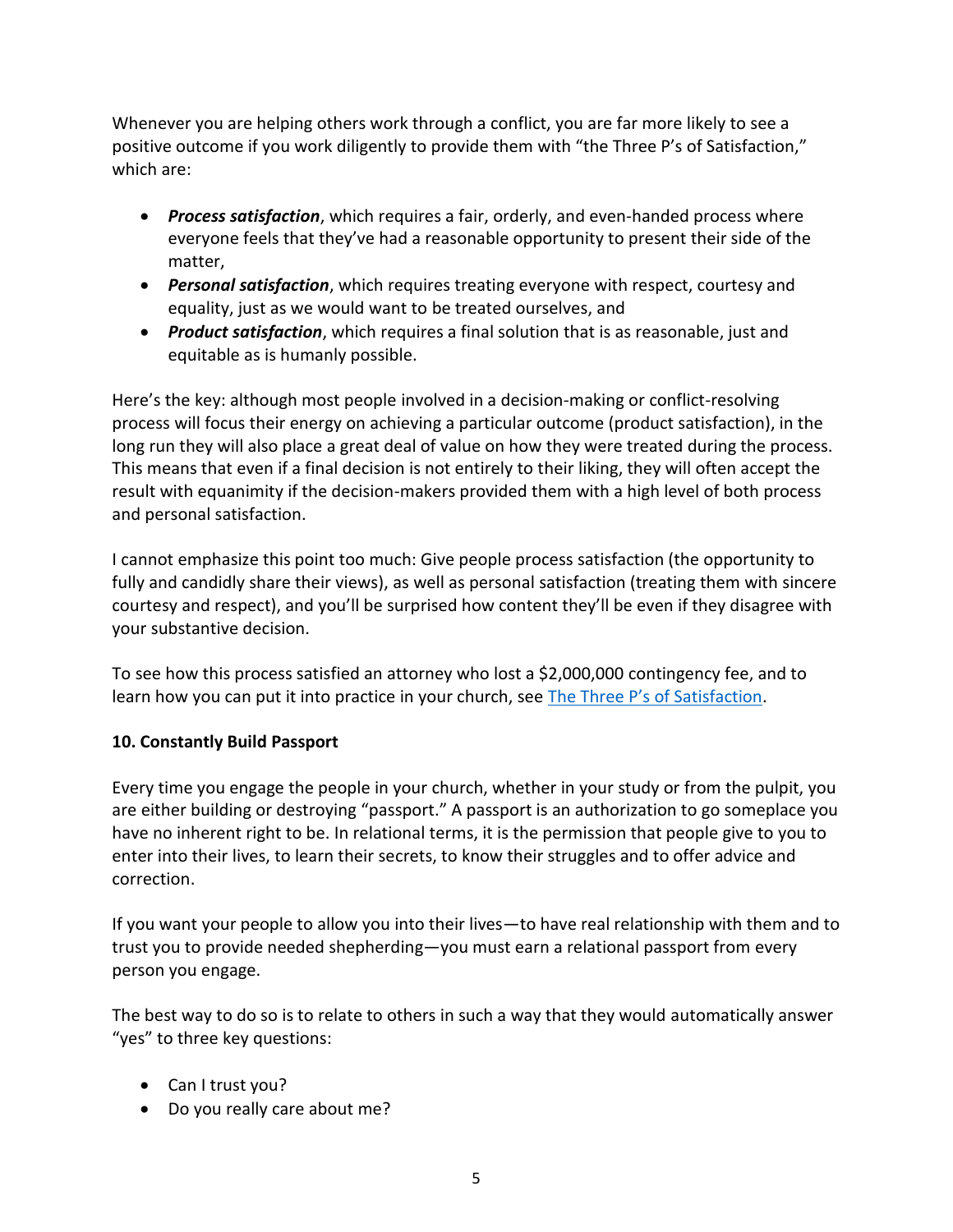Whenever you are helping others work through a conflict, you are far more likely to see a positive outcome if you work diligently to provide them with "the Three P's of Satisfaction," which are:

- ***Process satisfaction***, which requires a fair, orderly, and even-handed process where everyone feels that they've had a reasonable opportunity to present their side of the matter,
- ***Personal satisfaction***, which requires treating everyone with respect, courtesy and equality, just as we would want to be treated ourselves, and
- ***Product satisfaction***, which requires a final solution that is as reasonable, just and equitable as is humanly possible.

Here's the key: although most people involved in a decision-making or conflict-resolving process will focus their energy on achieving a particular outcome (product satisfaction), in the long run they will also place a great deal of value on how they were treated during the process. This means that even if a final decision is not entirely to their liking, they will often accept the result with equanimity if the decision-makers provided them with a high level of both process and personal satisfaction.

I cannot emphasize this point too much: Give people process satisfaction (the opportunity to fully and candidly share their views), as well as personal satisfaction (treating them with sincere courtesy and respect), and you'll be surprised how content they'll be even if they disagree with your substantive decision.

To see how this process satisfied an attorney who lost a $2,000,000 contingency fee, and to learn how you can put it into practice in your church, see [The Three P's of Satisfaction](#).

**10. Constantly Build Passport**

Every time you engage the people in your church, whether in your study or from the pulpit, you are either building or destroying "passport." A passport is an authorization to go someplace you have no inherent right to be. In relational terms, it is the permission that people give to you to enter into their lives, to learn their secrets, to know their struggles and to offer advice and correction.

If you want your people to allow you into their lives—to have real relationship with them and to trust you to provide needed shepherding—you must earn a relational passport from every person you engage.

The best way to do so is to relate to others in such a way that they would automatically answer "yes" to three key questions:

- Can I trust you?
- Do you really care about me?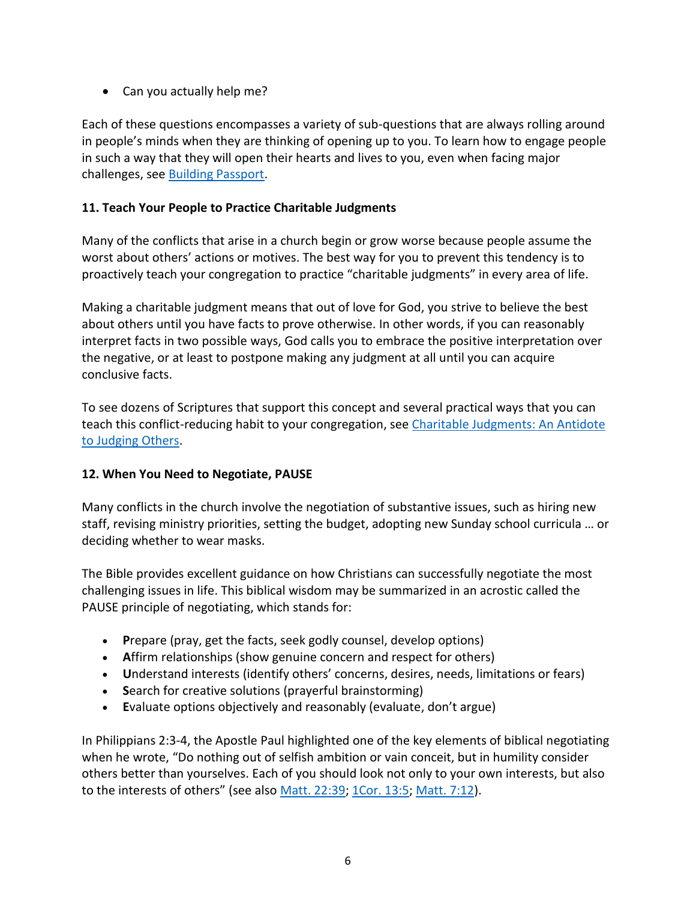- Can you actually help me?

Each of these questions encompasses a variety of sub-questions that are always rolling around in people's minds when they are thinking of opening up to you. To learn how to engage people in such a way that they will open their hearts and lives to you, even when facing major challenges, see [Building Passport](#).

**11. Teach Your People to Practice Charitable Judgments**

Many of the conflicts that arise in a church begin or grow worse because people assume the worst about others' actions or motives. The best way for you to prevent this tendency is to proactively teach your congregation to practice "charitable judgments" in every area of life.

Making a charitable judgment means that out of love for God, you strive to believe the best about others until you have facts to prove otherwise. In other words, if you can reasonably interpret facts in two possible ways, God calls you to embrace the positive interpretation over the negative, or at least to postpone making any judgment at all until you can acquire conclusive facts.

To see dozens of Scriptures that support this concept and several practical ways that you can teach this conflict-reducing habit to your congregation, see [Charitable Judgments: An Antidote to Judging Others](#).

**12. When You Need to Negotiate, PAUSE**

Many conflicts in the church involve the negotiation of substantive issues, such as hiring new staff, revising ministry priorities, setting the budget, adopting new Sunday school curricula … or deciding whether to wear masks.

The Bible provides excellent guidance on how Christians can successfully negotiate the most challenging issues in life. This biblical wisdom may be summarized in an acrostic called the PAUSE principle of negotiating, which stands for:

- **P**repare (pray, get the facts, seek godly counsel, develop options)
- **A**ffirm relationships (show genuine concern and respect for others)
- **U**nderstand interests (identify others' concerns, desires, needs, limitations or fears)
- **S**earch for creative solutions (prayerful brainstorming)
- **E**valuate options objectively and reasonably (evaluate, don't argue)

In Philippians 2:3-4, the Apostle Paul highlighted one of the key elements of biblical negotiating when he wrote, "Do nothing out of selfish ambition or vain conceit, but in humility consider others better than yourselves. Each of you should look not only to your own interests, but also to the interests of others" (see also [Matt. 22:39](#); [1Cor. 13:5](#); [Matt. 7:12](#)).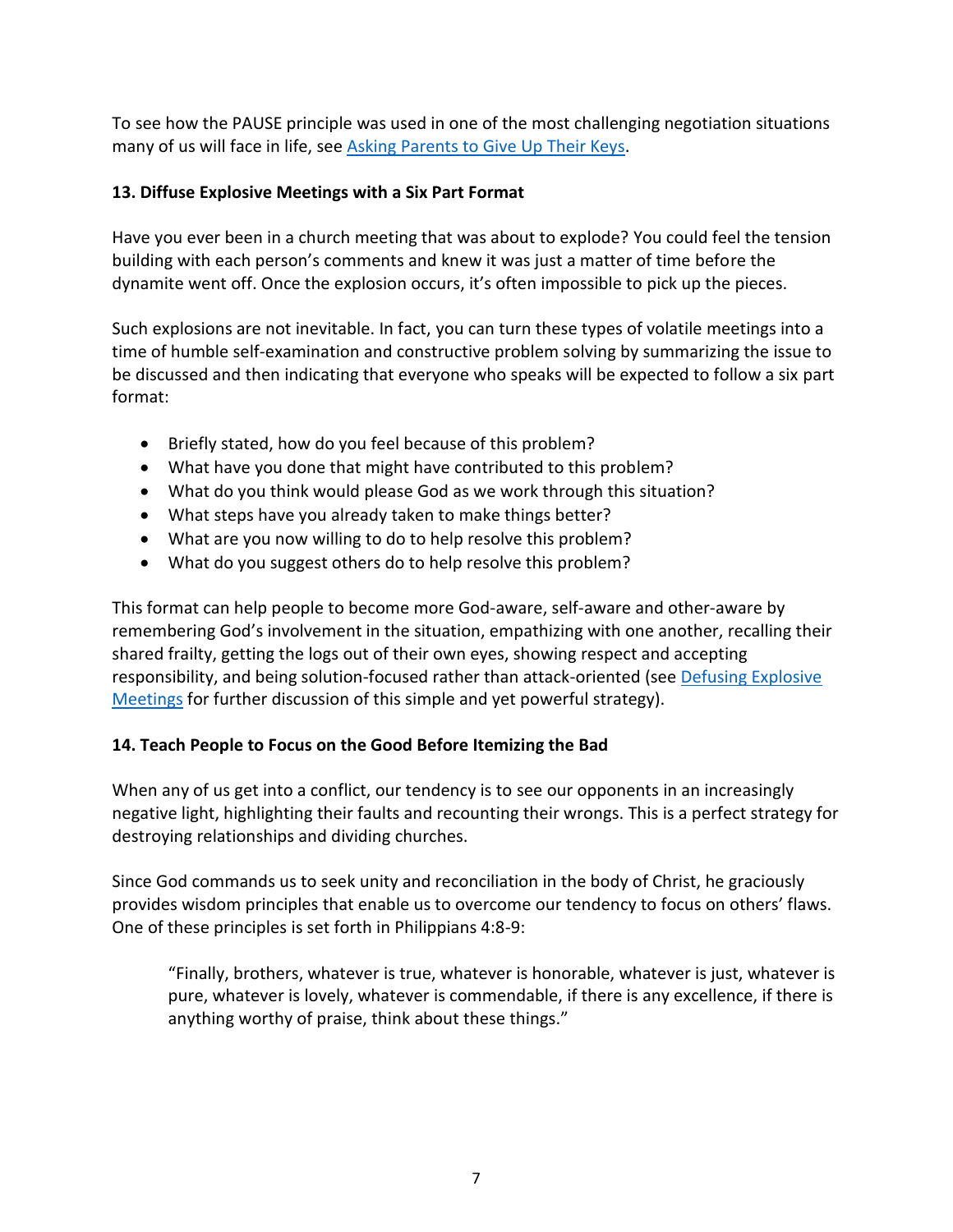To see how the PAUSE principle was used in one of the most challenging negotiation situations many of us will face in life, see [Asking Parents to Give Up Their Keys]().

### 13. Diffuse Explosive Meetings with a Six Part Format

Have you ever been in a church meeting that was about to explode? You could feel the tension building with each person's comments and knew it was just a matter of time before the dynamite went off. Once the explosion occurs, it's often impossible to pick up the pieces.

Such explosions are not inevitable. In fact, you can turn these types of volatile meetings into a time of humble self-examination and constructive problem solving by summarizing the issue to be discussed and then indicating that everyone who speaks will be expected to follow a six part format:

- Briefly stated, how do you feel because of this problem?
- What have you done that might have contributed to this problem?
- What do you think would please God as we work through this situation?
- What steps have you already taken to make things better?
- What are you now willing to do to help resolve this problem?
- What do you suggest others do to help resolve this problem?

This format can help people to become more God-aware, self-aware and other-aware by remembering God's involvement in the situation, empathizing with one another, recalling their shared frailty, getting the logs out of their own eyes, showing respect and accepting responsibility, and being solution-focused rather than attack-oriented (see [Defusing Explosive Meetings]() for further discussion of this simple and yet powerful strategy).

### 14. Teach People to Focus on the Good Before Itemizing the Bad

When any of us get into a conflict, our tendency is to see our opponents in an increasingly negative light, highlighting their faults and recounting their wrongs. This is a perfect strategy for destroying relationships and dividing churches.

Since God commands us to seek unity and reconciliation in the body of Christ, he graciously provides wisdom principles that enable us to overcome our tendency to focus on others' flaws. One of these principles is set forth in Philippians 4:8-9:

> "Finally, brothers, whatever is true, whatever is honorable, whatever is just, whatever is pure, whatever is lovely, whatever is commendable, if there is any excellence, if there is anything worthy of praise, think about these things."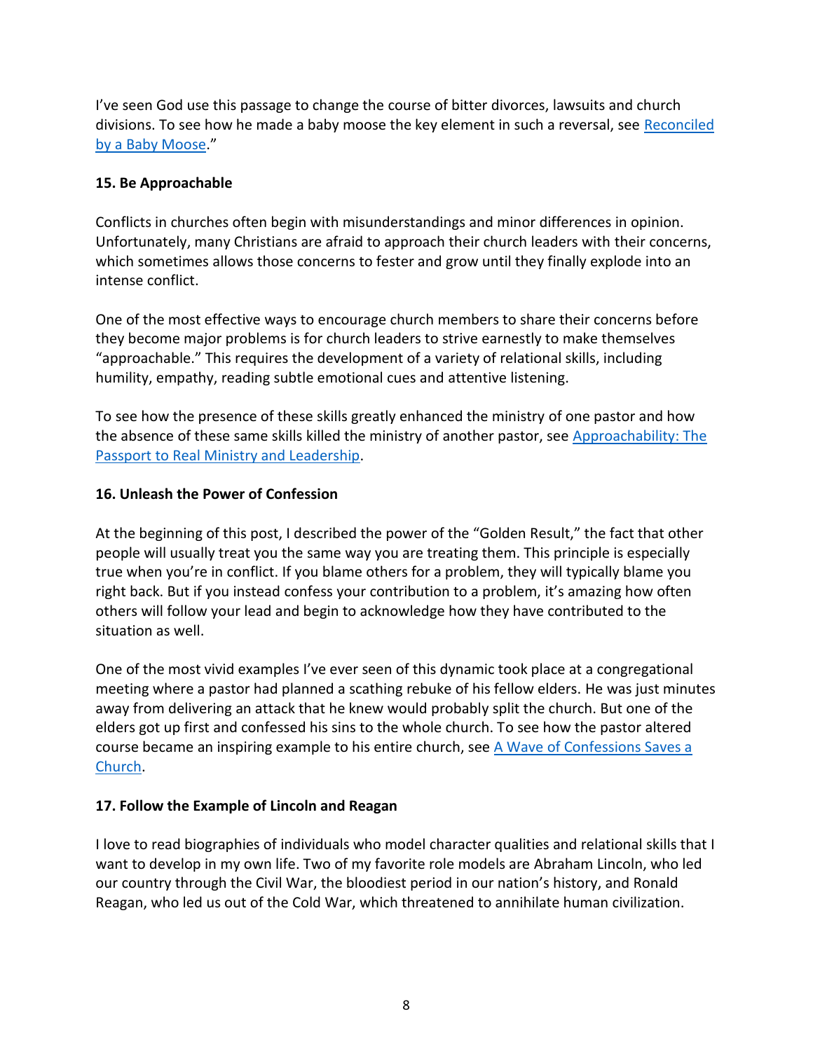I've seen God use this passage to change the course of bitter divorces, lawsuits and church divisions. To see how he made a baby moose the key element in such a reversal, see [Reconciled by a Baby Moose](#)."

**15. Be Approachable**

Conflicts in churches often begin with misunderstandings and minor differences in opinion. Unfortunately, many Christians are afraid to approach their church leaders with their concerns, which sometimes allows those concerns to fester and grow until they finally explode into an intense conflict.

One of the most effective ways to encourage church members to share their concerns before they become major problems is for church leaders to strive earnestly to make themselves "approachable." This requires the development of a variety of relational skills, including humility, empathy, reading subtle emotional cues and attentive listening.

To see how the presence of these skills greatly enhanced the ministry of one pastor and how the absence of these same skills killed the ministry of another pastor, see [Approachability: The Passport to Real Ministry and Leadership](#).

**16. Unleash the Power of Confession**

At the beginning of this post, I described the power of the "Golden Result," the fact that other people will usually treat you the same way you are treating them. This principle is especially true when you're in conflict. If you blame others for a problem, they will typically blame you right back. But if you instead confess your contribution to a problem, it's amazing how often others will follow your lead and begin to acknowledge how they have contributed to the situation as well.

One of the most vivid examples I've ever seen of this dynamic took place at a congregational meeting where a pastor had planned a scathing rebuke of his fellow elders. He was just minutes away from delivering an attack that he knew would probably split the church. But one of the elders got up first and confessed his sins to the whole church. To see how the pastor altered course became an inspiring example to his entire church, see [A Wave of Confessions Saves a Church](#).

**17. Follow the Example of Lincoln and Reagan**

I love to read biographies of individuals who model character qualities and relational skills that I want to develop in my own life. Two of my favorite role models are Abraham Lincoln, who led our country through the Civil War, the bloodiest period in our nation's history, and Ronald Reagan, who led us out of the Cold War, which threatened to annihilate human civilization.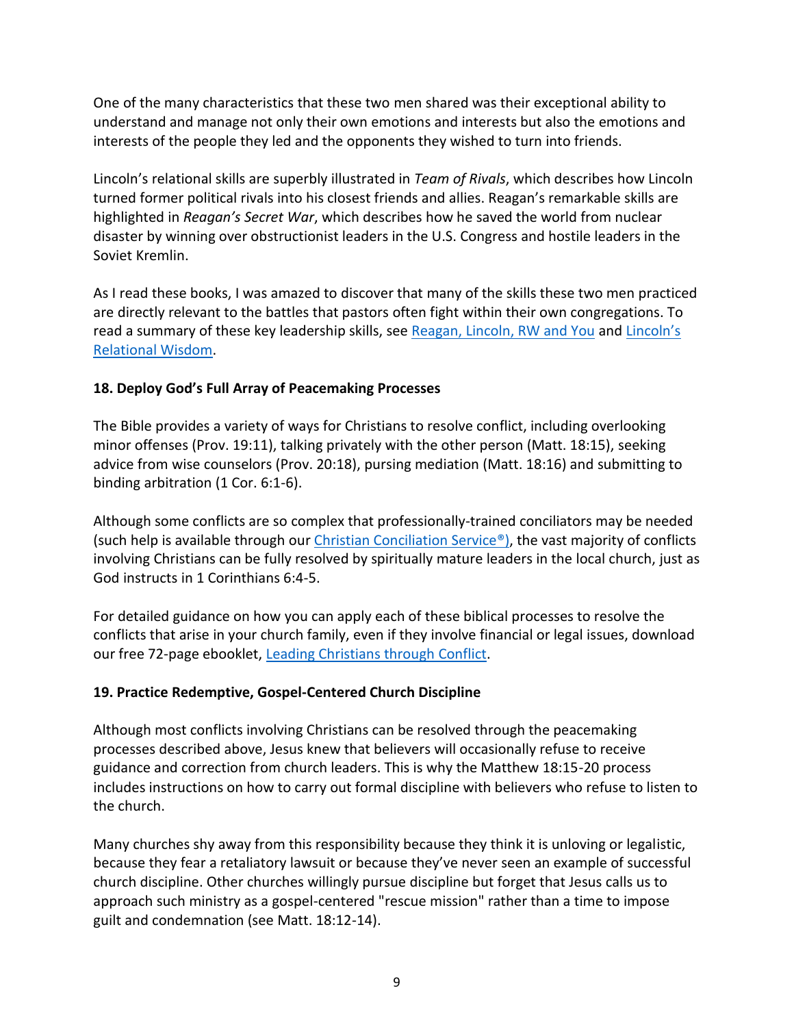One of the many characteristics that these two men shared was their exceptional ability to understand and manage not only their own emotions and interests but also the emotions and interests of the people they led and the opponents they wished to turn into friends.

Lincoln's relational skills are superbly illustrated in *Team of Rivals*, which describes how Lincoln turned former political rivals into his closest friends and allies. Reagan's remarkable skills are highlighted in *Reagan's Secret War*, which describes how he saved the world from nuclear disaster by winning over obstructionist leaders in the U.S. Congress and hostile leaders in the Soviet Kremlin.

As I read these books, I was amazed to discover that many of the skills these two men practiced are directly relevant to the battles that pastors often fight within their own congregations. To read a summary of these key leadership skills, see Reagan, Lincoln, RW and You and Lincoln's Relational Wisdom.

**18. Deploy God's Full Array of Peacemaking Processes**

The Bible provides a variety of ways for Christians to resolve conflict, including overlooking minor offenses (Prov. 19:11), talking privately with the other person (Matt. 18:15), seeking advice from wise counselors (Prov. 20:18), pursing mediation (Matt. 18:16) and submitting to binding arbitration (1 Cor. 6:1-6).

Although some conflicts are so complex that professionally-trained conciliators may be needed (such help is available through our Christian Conciliation Service®), the vast majority of conflicts involving Christians can be fully resolved by spiritually mature leaders in the local church, just as God instructs in 1 Corinthians 6:4-5.

For detailed guidance on how you can apply each of these biblical processes to resolve the conflicts that arise in your church family, even if they involve financial or legal issues, download our free 72-page ebooklet, Leading Christians through Conflict.

**19. Practice Redemptive, Gospel-Centered Church Discipline**

Although most conflicts involving Christians can be resolved through the peacemaking processes described above, Jesus knew that believers will occasionally refuse to receive guidance and correction from church leaders. This is why the Matthew 18:15-20 process includes instructions on how to carry out formal discipline with believers who refuse to listen to the church.

Many churches shy away from this responsibility because they think it is unloving or legalistic, because they fear a retaliatory lawsuit or because they've never seen an example of successful church discipline. Other churches willingly pursue discipline but forget that Jesus calls us to approach such ministry as a gospel-centered "rescue mission" rather than a time to impose guilt and condemnation (see Matt. 18:12-14).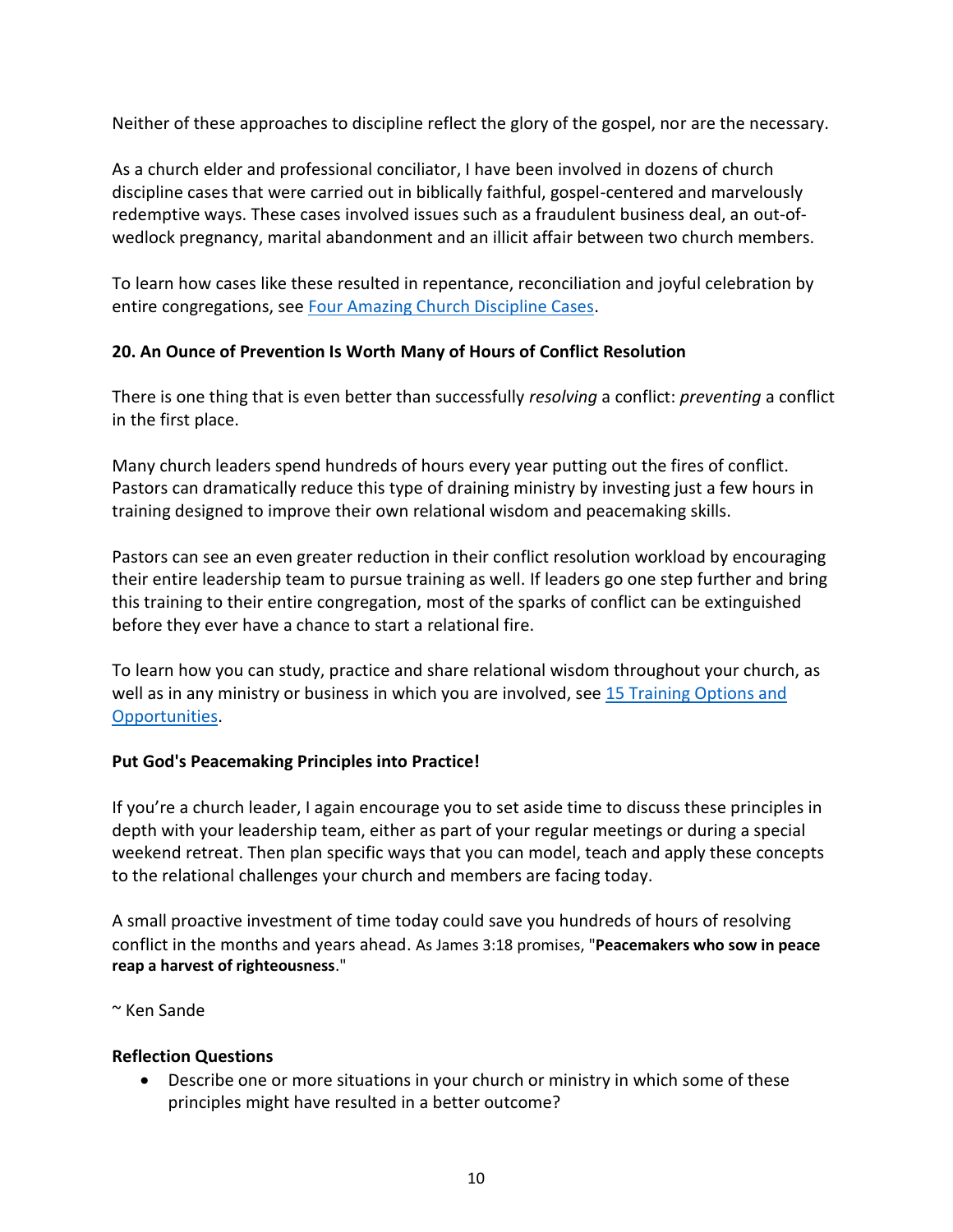Neither of these approaches to discipline reflect the glory of the gospel, nor are the necessary.

As a church elder and professional conciliator, I have been involved in dozens of church discipline cases that were carried out in biblically faithful, gospel-centered and marvelously redemptive ways. These cases involved issues such as a fraudulent business deal, an out-of-wedlock pregnancy, marital abandonment and an illicit affair between two church members.

To learn how cases like these resulted in repentance, reconciliation and joyful celebration by entire congregations, see [Four Amazing Church Discipline Cases](#).

**20. An Ounce of Prevention Is Worth Many of Hours of Conflict Resolution**

There is one thing that is even better than successfully *resolving* a conflict: *preventing* a conflict in the first place.

Many church leaders spend hundreds of hours every year putting out the fires of conflict. Pastors can dramatically reduce this type of draining ministry by investing just a few hours in training designed to improve their own relational wisdom and peacemaking skills.

Pastors can see an even greater reduction in their conflict resolution workload by encouraging their entire leadership team to pursue training as well. If leaders go one step further and bring this training to their entire congregation, most of the sparks of conflict can be extinguished before they ever have a chance to start a relational fire.

To learn how you can study, practice and share relational wisdom throughout your church, as well as in any ministry or business in which you are involved, see [15 Training Options and Opportunities](#).

**Put God's Peacemaking Principles into Practice!**

If you're a church leader, I again encourage you to set aside time to discuss these principles in depth with your leadership team, either as part of your regular meetings or during a special weekend retreat. Then plan specific ways that you can model, teach and apply these concepts to the relational challenges your church and members are facing today.

A small proactive investment of time today could save you hundreds of hours of resolving conflict in the months and years ahead. As James 3:18 promises, "**Peacemakers who sow in peace reap a harvest of righteousness**."

~ Ken Sande

**Reflection Questions**

- Describe one or more situations in your church or ministry in which some of these principles might have resulted in a better outcome?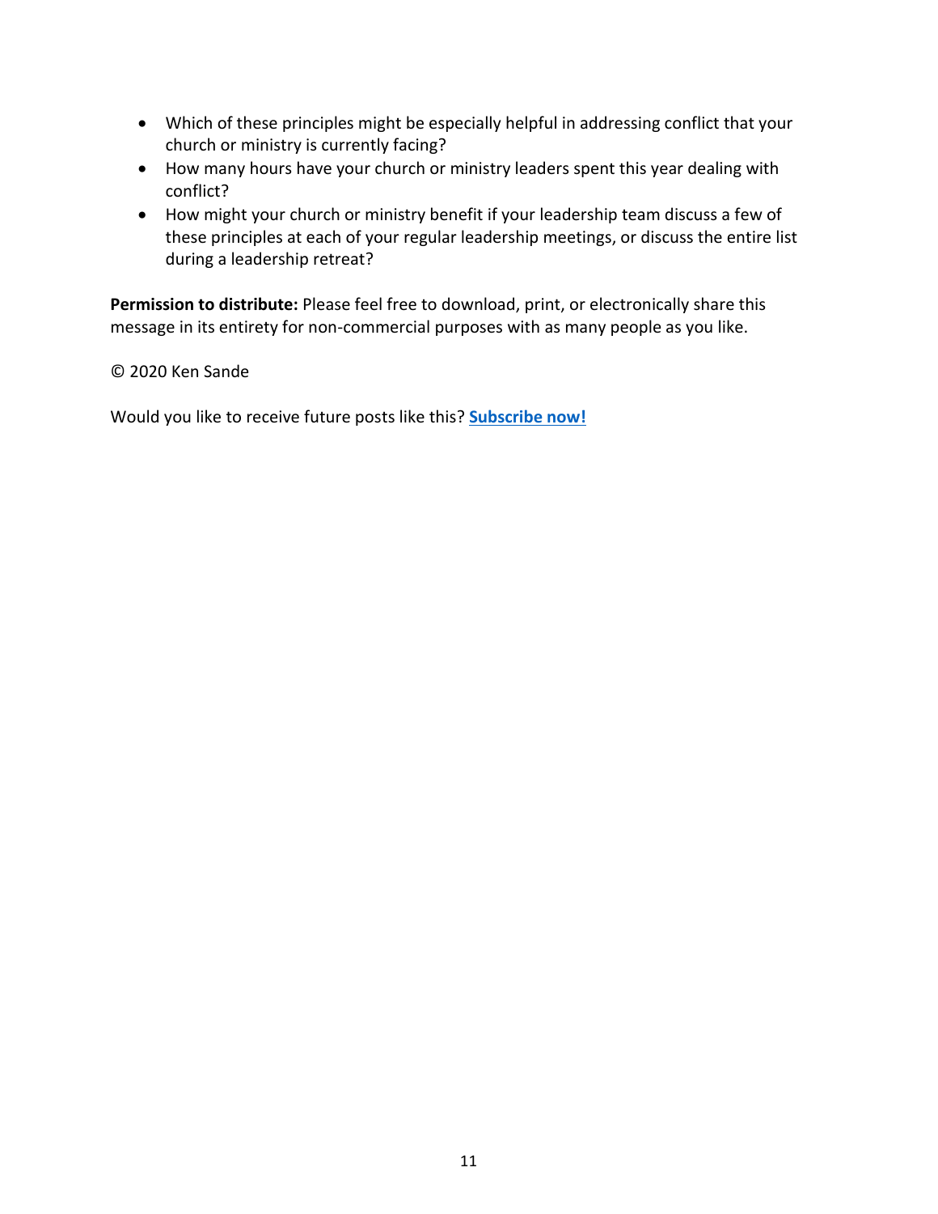- Which of these principles might be especially helpful in addressing conflict that your church or ministry is currently facing?
- How many hours have your church or ministry leaders spent this year dealing with conflict?
- How might your church or ministry benefit if your leadership team discuss a few of these principles at each of your regular leadership meetings, or discuss the entire list during a leadership retreat?

**Permission to distribute:** Please feel free to download, print, or electronically share this message in its entirety for non-commercial purposes with as many people as you like.

© 2020 Ken Sande

Would you like to receive future posts like this? **Subscribe now!**